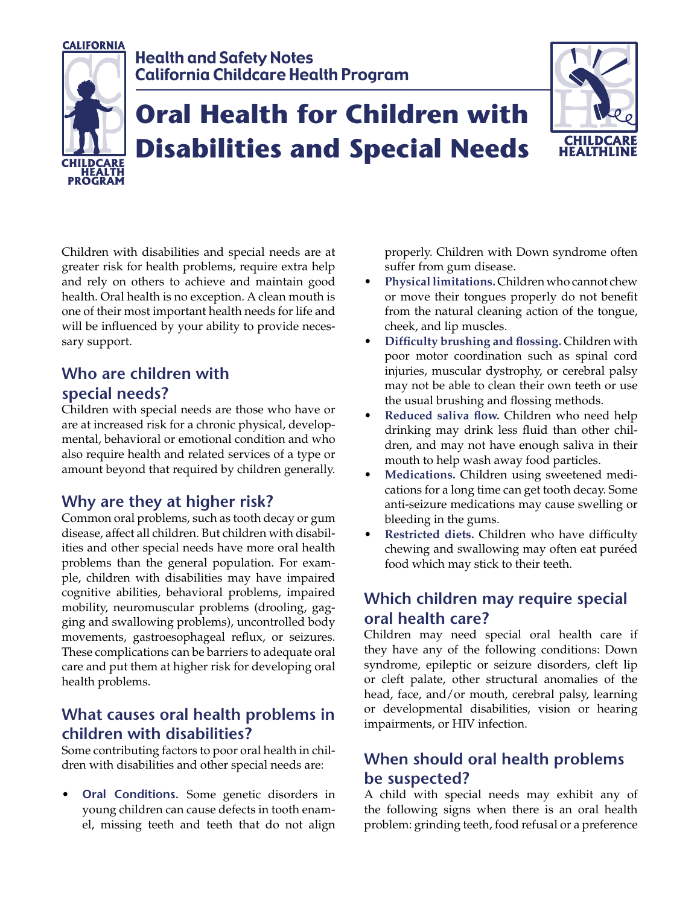Health and Safety Notes
California Childcare Health Program

# Oral Health for Children with Disabilities and Special Needs

Children with disabilities and special needs are at greater risk for health problems, require extra help and rely on others to achieve and maintain good health. Oral health is no exception. A clean mouth is one of their most important health needs for life and will be influenced by your ability to provide necessary support.

## Who are children with special needs?

Children with special needs are those who have or are at increased risk for a chronic physical, developmental, behavioral or emotional condition and who also require health and related services of a type or amount beyond that required by children generally.

## Why are they at higher risk?

Common oral problems, such as tooth decay or gum disease, affect all children. But children with disabilities and other special needs have more oral health problems than the general population. For example, children with disabilities may have impaired cognitive abilities, behavioral problems, impaired mobility, neuromuscular problems (drooling, gagging and swallowing problems), uncontrolled body movements, gastroesophageal reflux, or seizures. These complications can be barriers to adequate oral care and put them at higher risk for developing oral health problems.

## What causes oral health problems in children with disabilities?

Some contributing factors to poor oral health in children with disabilities and other special needs are:

- **Oral Conditions.** Some genetic disorders in young children can cause defects in tooth enamel, missing teeth and teeth that do not align properly. Children with Down syndrome often suffer from gum disease.
- **Physical limitations.** Children who cannot chew or move their tongues properly do not benefit from the natural cleaning action of the tongue, cheek, and lip muscles.
- **Difficulty brushing and flossing.** Children with poor motor coordination such as spinal cord injuries, muscular dystrophy, or cerebral palsy may not be able to clean their own teeth or use the usual brushing and flossing methods.
- **Reduced saliva flow.** Children who need help drinking may drink less fluid than other children, and may not have enough saliva in their mouth to help wash away food particles.
- **Medications.** Children using sweetened medications for a long time can get tooth decay. Some anti-seizure medications may cause swelling or bleeding in the gums.
- **Restricted diets.** Children who have difficulty chewing and swallowing may often eat puréed food which may stick to their teeth.

## Which children may require special oral health care?

Children may need special oral health care if they have any of the following conditions: Down syndrome, epileptic or seizure disorders, cleft lip or cleft palate, other structural anomalies of the head, face, and/or mouth, cerebral palsy, learning or developmental disabilities, vision or hearing impairments, or HIV infection.

## When should oral health problems be suspected?

A child with special needs may exhibit any of the following signs when there is an oral health problem: grinding teeth, food refusal or a preference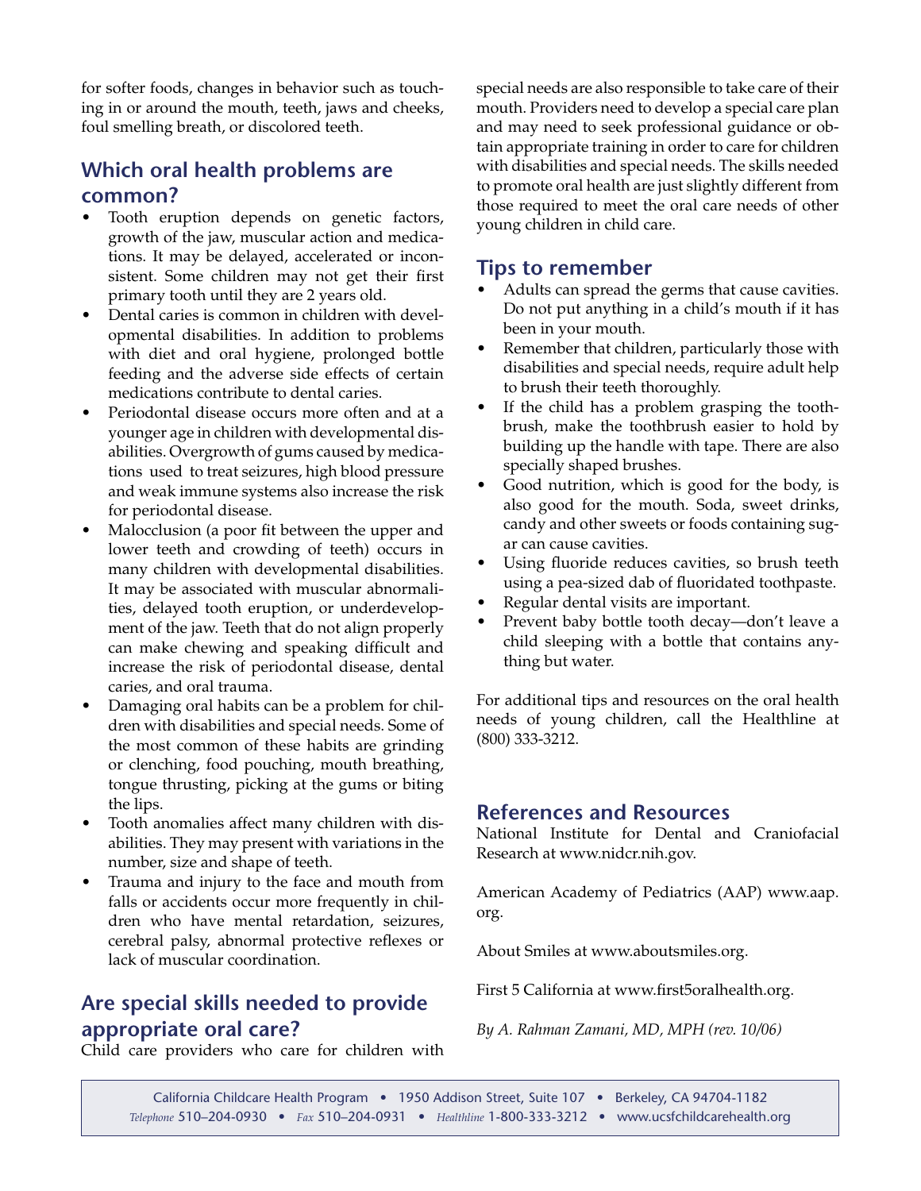for softer foods, changes in behavior such as touching in or around the mouth, teeth, jaws and cheeks, foul smelling breath, or discolored teeth.

## Which oral health problems are common?

- Tooth eruption depends on genetic factors, growth of the jaw, muscular action and medications. It may be delayed, accelerated or inconsistent. Some children may not get their first primary tooth until they are 2 years old.
- Dental caries is common in children with developmental disabilities. In addition to problems with diet and oral hygiene, prolonged bottle feeding and the adverse side effects of certain medications contribute to dental caries.
- Periodontal disease occurs more often and at a younger age in children with developmental disabilities. Overgrowth of gums caused by medications used to treat seizures, high blood pressure and weak immune systems also increase the risk for periodontal disease.
- Malocclusion (a poor fit between the upper and lower teeth and crowding of teeth) occurs in many children with developmental disabilities. It may be associated with muscular abnormalities, delayed tooth eruption, or underdevelopment of the jaw. Teeth that do not align properly can make chewing and speaking difficult and increase the risk of periodontal disease, dental caries, and oral trauma.
- Damaging oral habits can be a problem for children with disabilities and special needs. Some of the most common of these habits are grinding or clenching, food pouching, mouth breathing, tongue thrusting, picking at the gums or biting the lips.
- Tooth anomalies affect many children with disabilities. They may present with variations in the number, size and shape of teeth.
- Trauma and injury to the face and mouth from falls or accidents occur more frequently in children who have mental retardation, seizures, cerebral palsy, abnormal protective reflexes or lack of muscular coordination.

## Are special skills needed to provide appropriate oral care?

Child care providers who care for children with special needs are also responsible to take care of their mouth. Providers need to develop a special care plan and may need to seek professional guidance or obtain appropriate training in order to care for children with disabilities and special needs. The skills needed to promote oral health are just slightly different from those required to meet the oral care needs of other young children in child care.

## Tips to remember

- Adults can spread the germs that cause cavities. Do not put anything in a child's mouth if it has been in your mouth.
- Remember that children, particularly those with disabilities and special needs, require adult help to brush their teeth thoroughly.
- If the child has a problem grasping the toothbrush, make the toothbrush easier to hold by building up the handle with tape. There are also specially shaped brushes.
- Good nutrition, which is good for the body, is also good for the mouth. Soda, sweet drinks, candy and other sweets or foods containing sugar can cause cavities.
- Using fluoride reduces cavities, so brush teeth using a pea-sized dab of fluoridated toothpaste.
- Regular dental visits are important.
- Prevent baby bottle tooth decay—don't leave a child sleeping with a bottle that contains anything but water.

For additional tips and resources on the oral health needs of young children, call the Healthline at (800) 333-3212.

## References and Resources

National Institute for Dental and Craniofacial Research at www.nidcr.nih.gov.

American Academy of Pediatrics (AAP) www.aap.org.

About Smiles at www.aboutsmiles.org.

First 5 California at www.first5oralhealth.org.

*By A. Rahman Zamani, MD, MPH (rev. 10/06)*

California Childcare Health Program • 1950 Addison Street, Suite 107 • Berkeley, CA 94704-1182
*Telephone* 510–204-0930 • *Fax* 510–204-0931 • *Healthline* 1-800-333-3212 • www.ucsfchildcarehealth.org